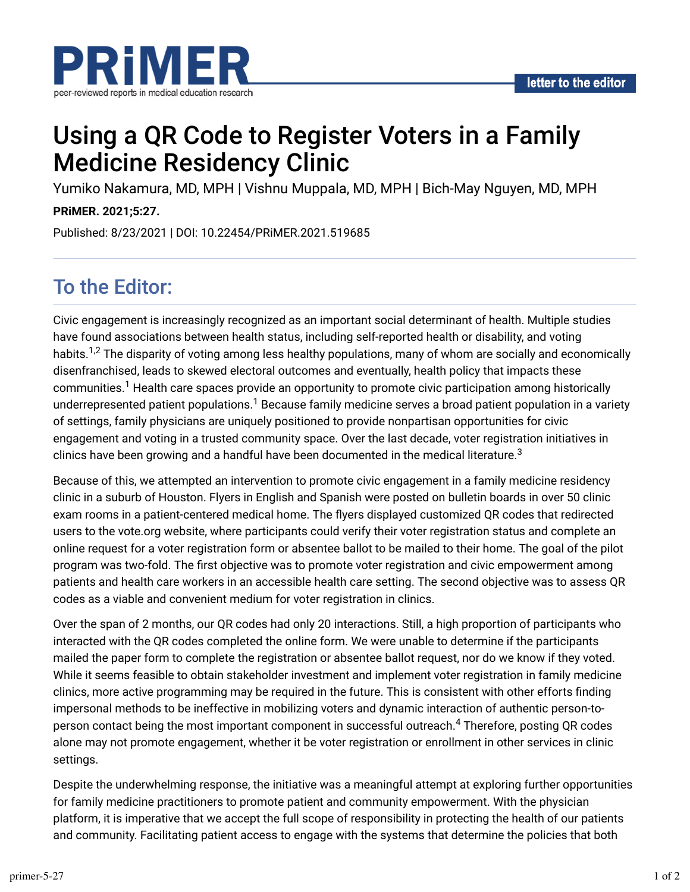# Using a QR Code to Register Voters in a Family Medicine Residency Clinic

Yumiko Nakamura, MD, MPH | Vishnu Muppala, MD, MPH | Bich-May Nguyen, MD, MPH

**PRiMER. 2021;5:27.**

Published: 8/23/2021 | DOI: 10.22454/PRiMER.2021.519685

## To the Editor:

Civic engagement is increasingly recognized as an important social determinant of health. Multiple studies have found associations between health status, including self-reported health or disability, and voting habits.[1,2] The disparity of voting among less healthy populations, many of whom are socially and economically disenfranchised, leads to skewed electoral outcomes and eventually, health policy that impacts these communities.[1] Health care spaces provide an opportunity to promote civic participation among historically underrepresented patient populations.[1] Because family medicine serves a broad patient population in a variety of settings, family physicians are uniquely positioned to provide nonpartisan opportunities for civic engagement and voting in a trusted community space. Over the last decade, voter registration initiatives in clinics have been growing and a handful have been documented in the medical literature.[3]

Because of this, we attempted an intervention to promote civic engagement in a family medicine residency clinic in a suburb of Houston. Flyers in English and Spanish were posted on bulletin boards in over 50 clinic exam rooms in a patient-centered medical home. The flyers displayed customized QR codes that redirected users to the vote.org website, where participants could verify their voter registration status and complete an online request for a voter registration form or absentee ballot to be mailed to their home. The goal of the pilot program was two-fold. The first objective was to promote voter registration and civic empowerment among patients and health care workers in an accessible health care setting. The second objective was to assess QR codes as a viable and convenient medium for voter registration in clinics.

Over the span of 2 months, our QR codes had only 20 interactions. Still, a high proportion of participants who interacted with the QR codes completed the online form. We were unable to determine if the participants mailed the paper form to complete the registration or absentee ballot request, nor do we know if they voted. While it seems feasible to obtain stakeholder investment and implement voter registration in family medicine clinics, more active programming may be required in the future. This is consistent with other efforts finding impersonal methods to be ineffective in mobilizing voters and dynamic interaction of authentic person-to-person contact being the most important component in successful outreach.[4] Therefore, posting QR codes alone may not promote engagement, whether it be voter registration or enrollment in other services in clinic settings.

Despite the underwhelming response, the initiative was a meaningful attempt at exploring further opportunities for family medicine practitioners to promote patient and community empowerment. With the physician platform, it is imperative that we accept the full scope of responsibility in protecting the health of our patients and community. Facilitating patient access to engage with the systems that determine the policies that both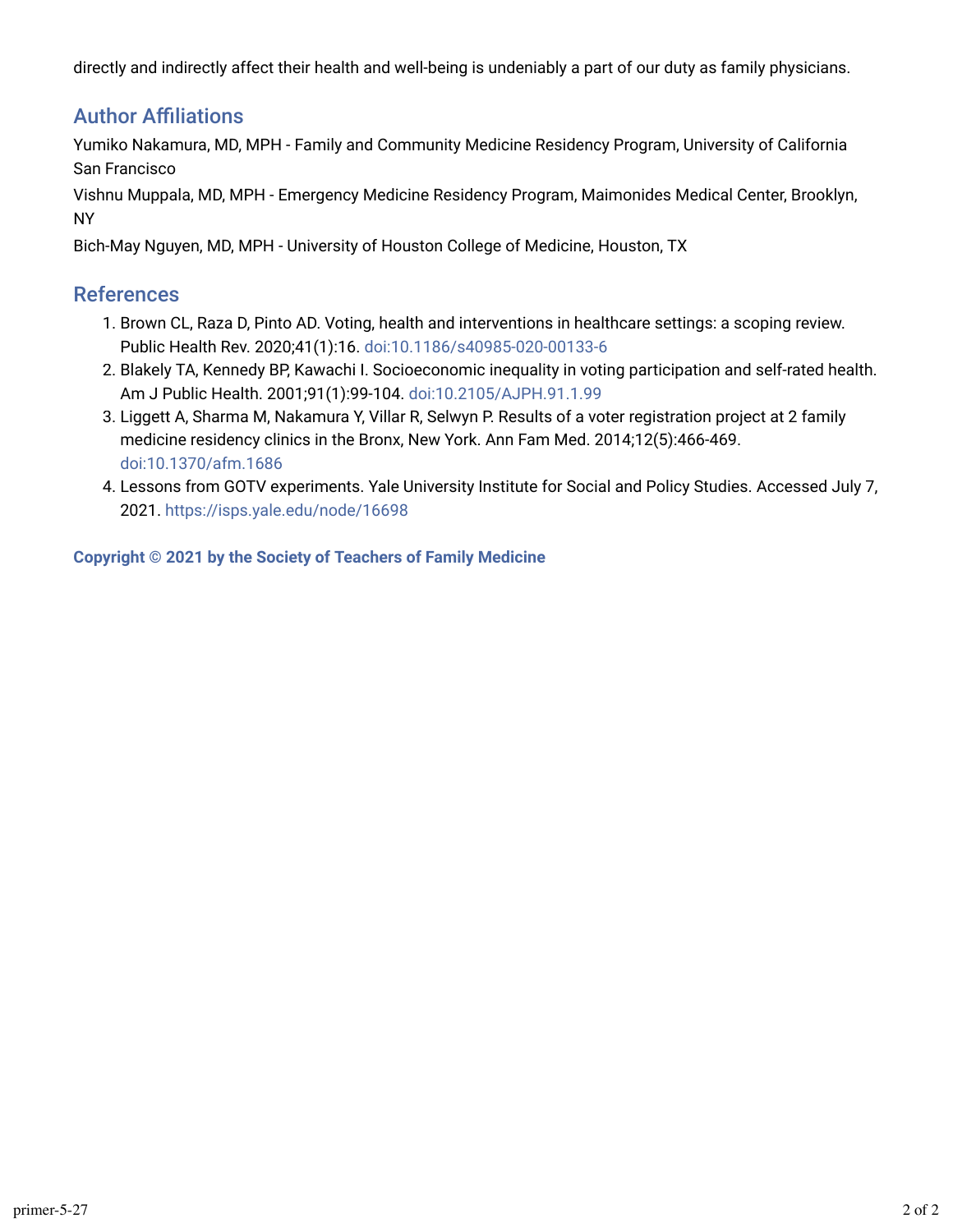directly and indirectly affect their health and well-being is undeniably a part of our duty as family physicians.

## Author Affiliations

Yumiko Nakamura, MD, MPH - Family and Community Medicine Residency Program, University of California San Francisco

Vishnu Muppala, MD, MPH - Emergency Medicine Residency Program, Maimonides Medical Center, Brooklyn, NY

Bich-May Nguyen, MD, MPH - University of Houston College of Medicine, Houston, TX

## References

1. Brown CL, Raza D, Pinto AD. Voting, health and interventions in healthcare settings: a scoping review. Public Health Rev. 2020;41(1):16. doi:10.1186/s40985-020-00133-6
2. Blakely TA, Kennedy BP, Kawachi I. Socioeconomic inequality in voting participation and self-rated health. Am J Public Health. 2001;91(1):99-104. doi:10.2105/AJPH.91.1.99
3. Liggett A, Sharma M, Nakamura Y, Villar R, Selwyn P. Results of a voter registration project at 2 family medicine residency clinics in the Bronx, New York. Ann Fam Med. 2014;12(5):466-469. doi:10.1370/afm.1686
4. Lessons from GOTV experiments. Yale University Institute for Social and Policy Studies. Accessed July 7, 2021. https://isps.yale.edu/node/16698

**Copyright © 2021 by the Society of Teachers of Family Medicine**